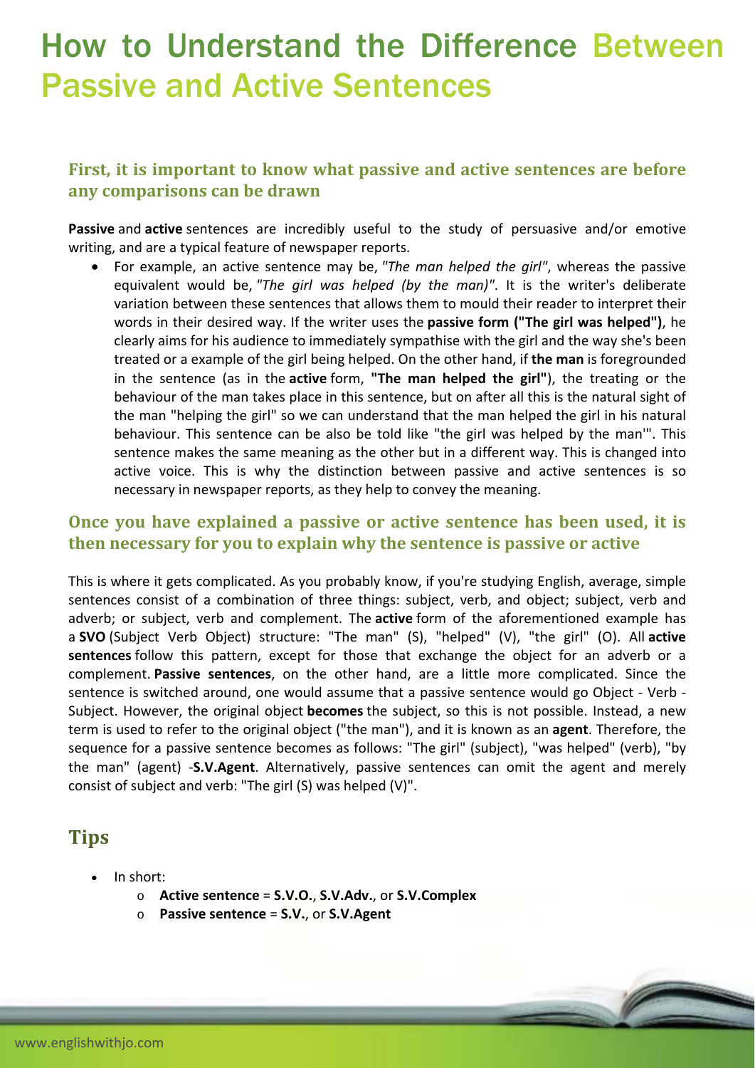# How to Understand the Difference Between Passive and Active Sentences

### First, it is important to know what passive and active sentences are before any comparisons can be drawn

**Passive** and **active** sentences are incredibly useful to the study of persuasive and/or emotive writing, and are a typical feature of newspaper reports.

- For example, an active sentence may be, *"The man helped the girl"*, whereas the passive equivalent would be, *"The girl was helped (by the man)"*. It is the writer's deliberate variation between these sentences that allows them to mould their reader to interpret their words in their desired way. If the writer uses the **passive form ("The girl was helped")**, he clearly aims for his audience to immediately sympathise with the girl and the way she's been treated or a example of the girl being helped. On the other hand, if **the man** is foregrounded in the sentence (as in the **active** form, **"The man helped the girl"**), the treating or the behaviour of the man takes place in this sentence, but on after all this is the natural sight of the man "helping the girl" so we can understand that the man helped the girl in his natural behaviour. This sentence can be also be told like "the girl was helped by the man'". This sentence makes the same meaning as the other but in a different way. This is changed into active voice. This is why the distinction between passive and active sentences is so necessary in newspaper reports, as they help to convey the meaning.

### Once you have explained a passive or active sentence has been used, it is then necessary for you to explain why the sentence is passive or active

This is where it gets complicated. As you probably know, if you're studying English, average, simple sentences consist of a combination of three things: subject, verb, and object; subject, verb and adverb; or subject, verb and complement. The **active** form of the aforementioned example has a **SVO** (Subject Verb Object) structure: "The man" (S), "helped" (V), "the girl" (O). All **active sentences** follow this pattern, except for those that exchange the object for an adverb or a complement. **Passive sentences**, on the other hand, are a little more complicated. Since the sentence is switched around, one would assume that a passive sentence would go Object - Verb - Subject. However, the original object **becomes** the subject, so this is not possible. Instead, a new term is used to refer to the original object ("the man"), and it is known as an **agent**. Therefore, the sequence for a passive sentence becomes as follows: "The girl" (subject), "was helped" (verb), "by the man" (agent) -**S.V.Agent**. Alternatively, passive sentences can omit the agent and merely consist of subject and verb: "The girl (S) was helped (V)".

## Tips

- In short:
  - **Active sentence** = **S.V.O.**, **S.V.Adv.**, or **S.V.Complex**
  - **Passive sentence** = **S.V.**, or **S.V.Agent**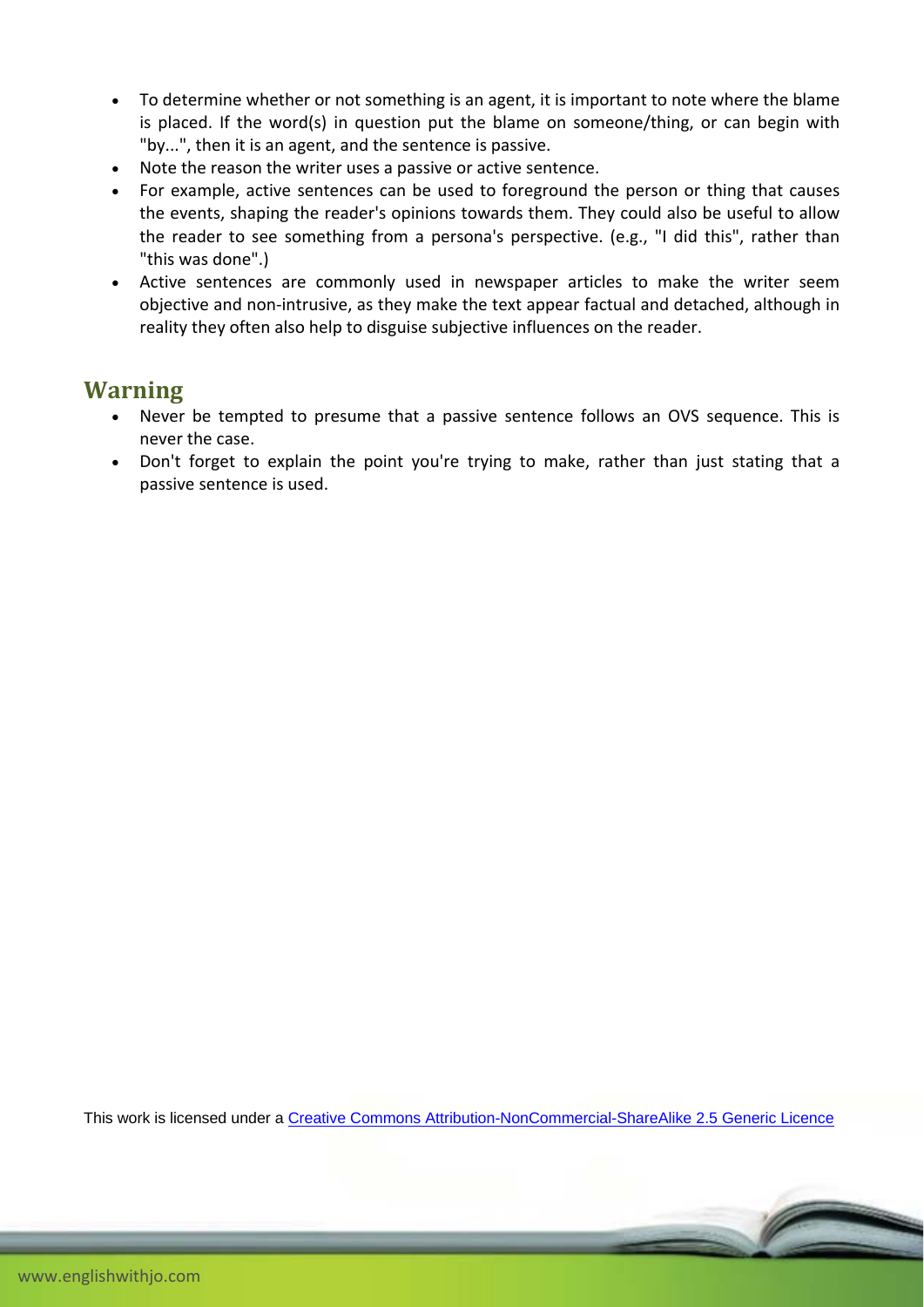- To determine whether or not something is an agent, it is important to note where the blame is placed. If the word(s) in question put the blame on someone/thing, or can begin with "by...", then it is an agent, and the sentence is passive.
- Note the reason the writer uses a passive or active sentence.
- For example, active sentences can be used to foreground the person or thing that causes the events, shaping the reader's opinions towards them. They could also be useful to allow the reader to see something from a persona's perspective. (e.g., "I did this", rather than "this was done".)
- Active sentences are commonly used in newspaper articles to make the writer seem objective and non-intrusive, as they make the text appear factual and detached, although in reality they often also help to disguise subjective influences on the reader.

## Warning

- Never be tempted to presume that a passive sentence follows an OVS sequence. This is never the case.
- Don't forget to explain the point you're trying to make, rather than just stating that a passive sentence is used.

This work is licensed under a [Creative Commons Attribution-NonCommercial-ShareAlike 2.5 Generic Licence]